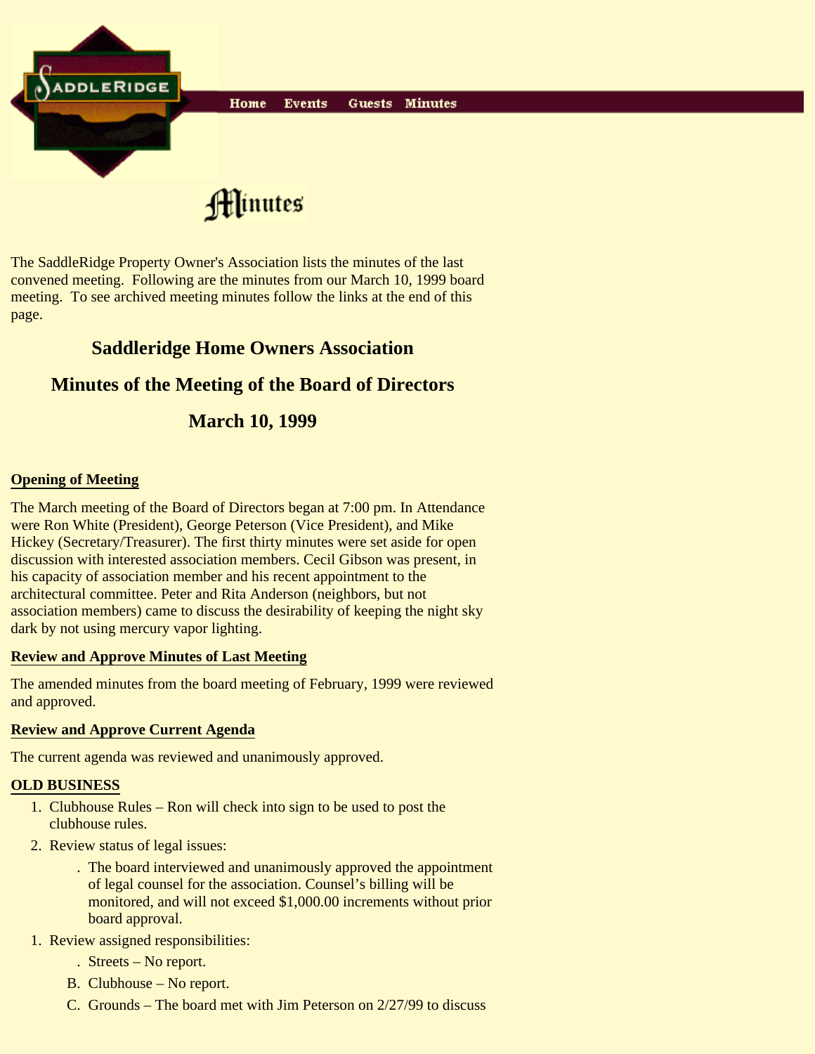SaddleRidge

Home Events Guests Minutes

# Minutes

The SaddleRidge Property Owner's Association lists the minutes of the last convened meeting. Following are the minutes from our March 10, 1999 board meeting. To see archived meeting minutes follow the links at the end of this page.

## Saddleridge Home Owners Association

## Minutes of the Meeting of the Board of Directors

## March 10, 1999

**Opening of Meeting**

The March meeting of the Board of Directors began at 7:00 pm. In Attendance were Ron White (President), George Peterson (Vice President), and Mike Hickey (Secretary/Treasurer). The first thirty minutes were set aside for open discussion with interested association members. Cecil Gibson was present, in his capacity of association member and his recent appointment to the architectural committee. Peter and Rita Anderson (neighbors, but not association members) came to discuss the desirability of keeping the night sky dark by not using mercury vapor lighting.

**Review and Approve Minutes of Last Meeting**

The amended minutes from the board meeting of February, 1999 were reviewed and approved.

**Review and Approve Current Agenda**

The current agenda was reviewed and unanimously approved.

**OLD BUSINESS**

1. Clubhouse Rules – Ron will check into sign to be used to post the clubhouse rules.
2. Review status of legal issues:
   - . The board interviewed and unanimously approved the appointment of legal counsel for the association. Counsel's billing will be monitored, and will not exceed $1,000.00 increments without prior board approval.
1. Review assigned responsibilities:
   - . Streets – No report.
   - B. Clubhouse – No report.
   - C. Grounds – The board met with Jim Peterson on 2/27/99 to discuss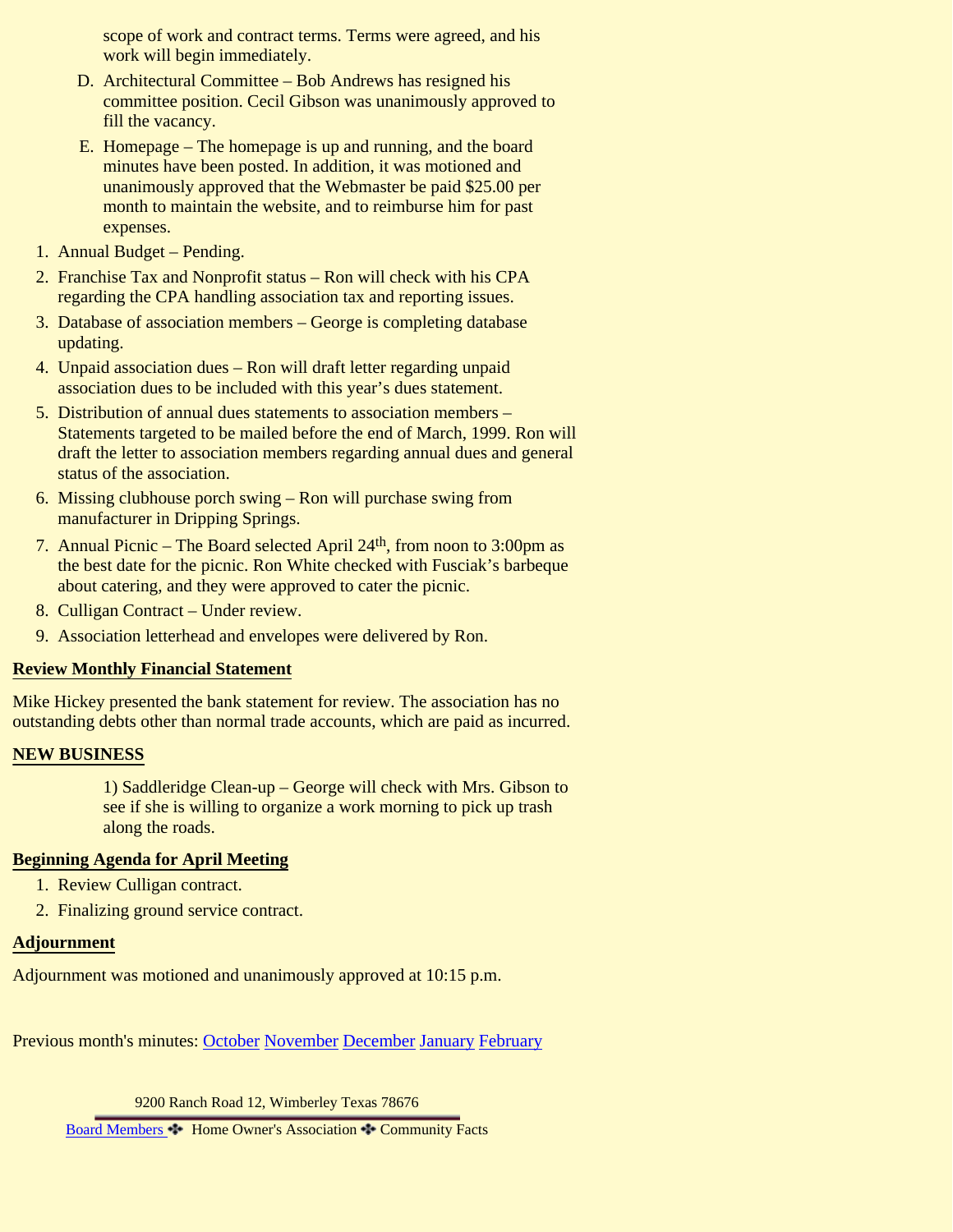scope of work and contract terms. Terms were agreed, and his work will begin immediately.

D. Architectural Committee – Bob Andrews has resigned his committee position. Cecil Gibson was unanimously approved to fill the vacancy.

E. Homepage – The homepage is up and running, and the board minutes have been posted. In addition, it was motioned and unanimously approved that the Webmaster be paid $25.00 per month to maintain the website, and to reimburse him for past expenses.

1. Annual Budget – Pending.
2. Franchise Tax and Nonprofit status – Ron will check with his CPA regarding the CPA handling association tax and reporting issues.
3. Database of association members – George is completing database updating.
4. Unpaid association dues – Ron will draft letter regarding unpaid association dues to be included with this year's dues statement.
5. Distribution of annual dues statements to association members – Statements targeted to be mailed before the end of March, 1999. Ron will draft the letter to association members regarding annual dues and general status of the association.
6. Missing clubhouse porch swing – Ron will purchase swing from manufacturer in Dripping Springs.
7. Annual Picnic – The Board selected April 24th, from noon to 3:00pm as the best date for the picnic. Ron White checked with Fusciak's barbeque about catering, and they were approved to cater the picnic.
8. Culligan Contract – Under review.
9. Association letterhead and envelopes were delivered by Ron.

**Review Monthly Financial Statement**

Mike Hickey presented the bank statement for review. The association has no outstanding debts other than normal trade accounts, which are paid as incurred.

**NEW BUSINESS**

1) Saddleridge Clean-up – George will check with Mrs. Gibson to see if she is willing to organize a work morning to pick up trash along the roads.

**Beginning Agenda for April Meeting**

1. Review Culligan contract.
2. Finalizing ground service contract.

**Adjournment**

Adjournment was motioned and unanimously approved at 10:15 p.m.

Previous month's minutes: October November December January February

9200 Ranch Road 12, Wimberley Texas 78676

Board Members ✤ Home Owner's Association ✤ Community Facts